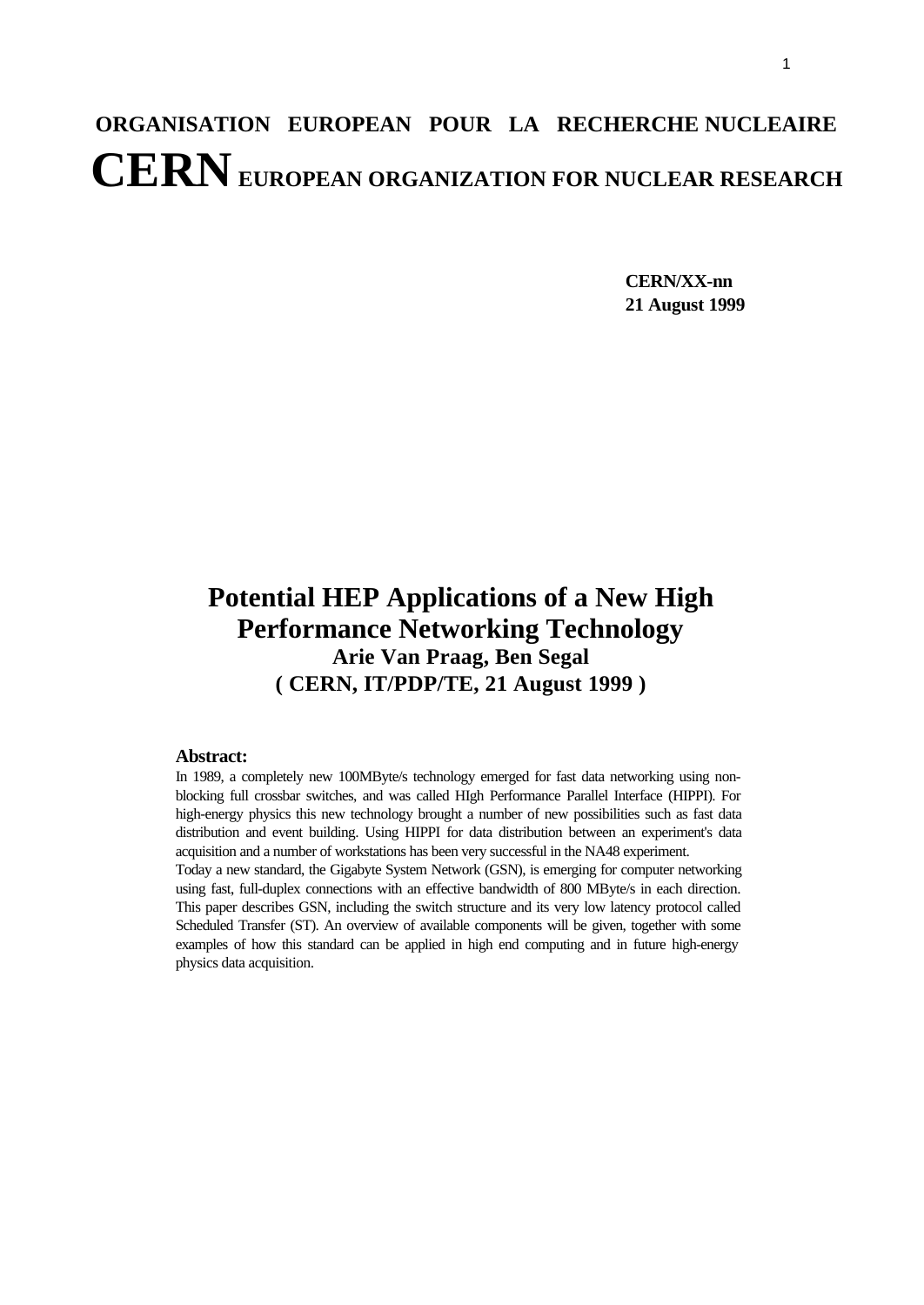**ORGANISATION EUROPEAN POUR LA RECHERCHE NUCLEAIRE**

**CERN EUROPEAN ORGANIZATION FOR NUCLEAR RESEARCH**

**CERN/XX-nn**
**21 August 1999**

# Potential HEP Applications of a New High Performance Networking Technology

**Arie Van Praag, Ben Segal**

**( CERN, IT/PDP/TE, 21 August 1999 )**

**Abstract:**

In 1989, a completely new 100MByte/s technology emerged for fast data networking using non-blocking full crossbar switches, and was called HIgh Performance Parallel Interface (HIPPI). For high-energy physics this new technology brought a number of new possibilities such as fast data distribution and event building. Using HIPPI for data distribution between an experiment's data acquisition and a number of workstations has been very successful in the NA48 experiment.

Today a new standard, the Gigabyte System Network (GSN), is emerging for computer networking using fast, full-duplex connections with an effective bandwidth of 800 MByte/s in each direction. This paper describes GSN, including the switch structure and its very low latency protocol called Scheduled Transfer (ST). An overview of available components will be given, together with some examples of how this standard can be applied in high end computing and in future high-energy physics data acquisition.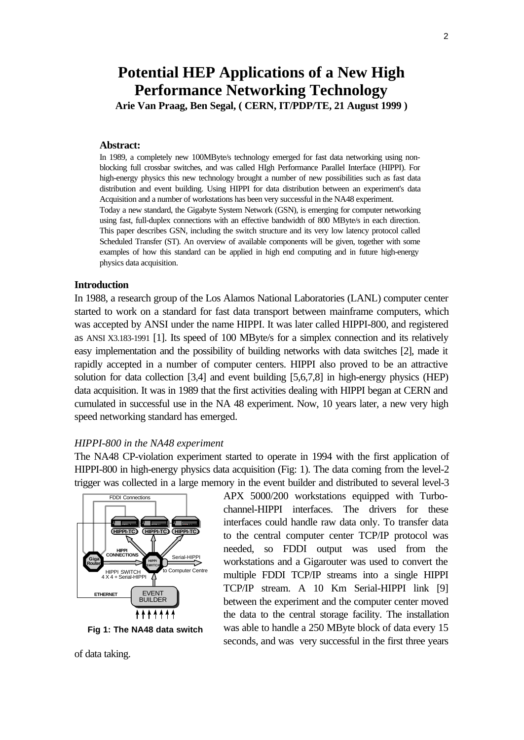# Potential HEP Applications of a New High Performance Networking Technology

**Arie Van Praag, Ben Segal, ( CERN, IT/PDP/TE, 21 August 1999 )**

**Abstract:**

In 1989, a completely new 100MByte/s technology emerged for fast data networking using non-blocking full crossbar switches, and was called HIgh Performance Parallel Interface (HIPPI). For high-energy physics this new technology brought a number of new possibilities such as fast data distribution and event building. Using HIPPI for data distribution between an experiment's data Acquisition and a number of workstations has been very successful in the NA48 experiment.

Today a new standard, the Gigabyte System Network (GSN), is emerging for computer networking using fast, full-duplex connections with an effective bandwidth of 800 MByte/s in each direction. This paper describes GSN, including the switch structure and its very low latency protocol called Scheduled Transfer (ST). An overview of available components will be given, together with some examples of how this standard can be applied in high end computing and in future high-energy physics data acquisition.

## Introduction

In 1988, a research group of the Los Alamos National Laboratories (LANL) computer center started to work on a standard for fast data transport between mainframe computers, which was accepted by ANSI under the name HIPPI. It was later called HIPPI-800, and registered as ANSI X3.183-1991 [1]. Its speed of 100 MByte/s for a simplex connection and its relatively easy implementation and the possibility of building networks with data switches [2], made it rapidly accepted in a number of computer centers. HIPPI also proved to be an attractive solution for data collection [3,4] and event building [5,6,7,8] in high-energy physics (HEP) data acquisition. It was in 1989 that the first activities dealing with HIPPI began at CERN and cumulated in successful use in the NA 48 experiment. Now, 10 years later, a new very high speed networking standard has emerged.

### *HIPPI-800 in the NA48 experiment*

The NA48 CP-violation experiment started to operate in 1994 with the first application of HIPPI-800 in high-energy physics data acquisition (Fig: 1). The data coming from the level-2 trigger was collected in a large memory in the event builder and distributed to several level-3 APX 5000/200 workstations equipped with Turbo-channel-HIPPI interfaces. The drivers for these interfaces could handle raw data only. To transfer data to the central computer center TCP/IP protocol was needed, so FDDI output was used from the workstations and a Gigarouter was used to convert the multiple FDDI TCP/IP streams into a single HIPPI TCP/IP stream. A 10 Km Serial-HIPPI link [9] between the experiment and the computer center moved the data to the central storage facility. The installation was able to handle a 250 MByte block of data every 15 seconds, and was very successful in the first three years of data taking.

**Fig 1: The NA48 data switch**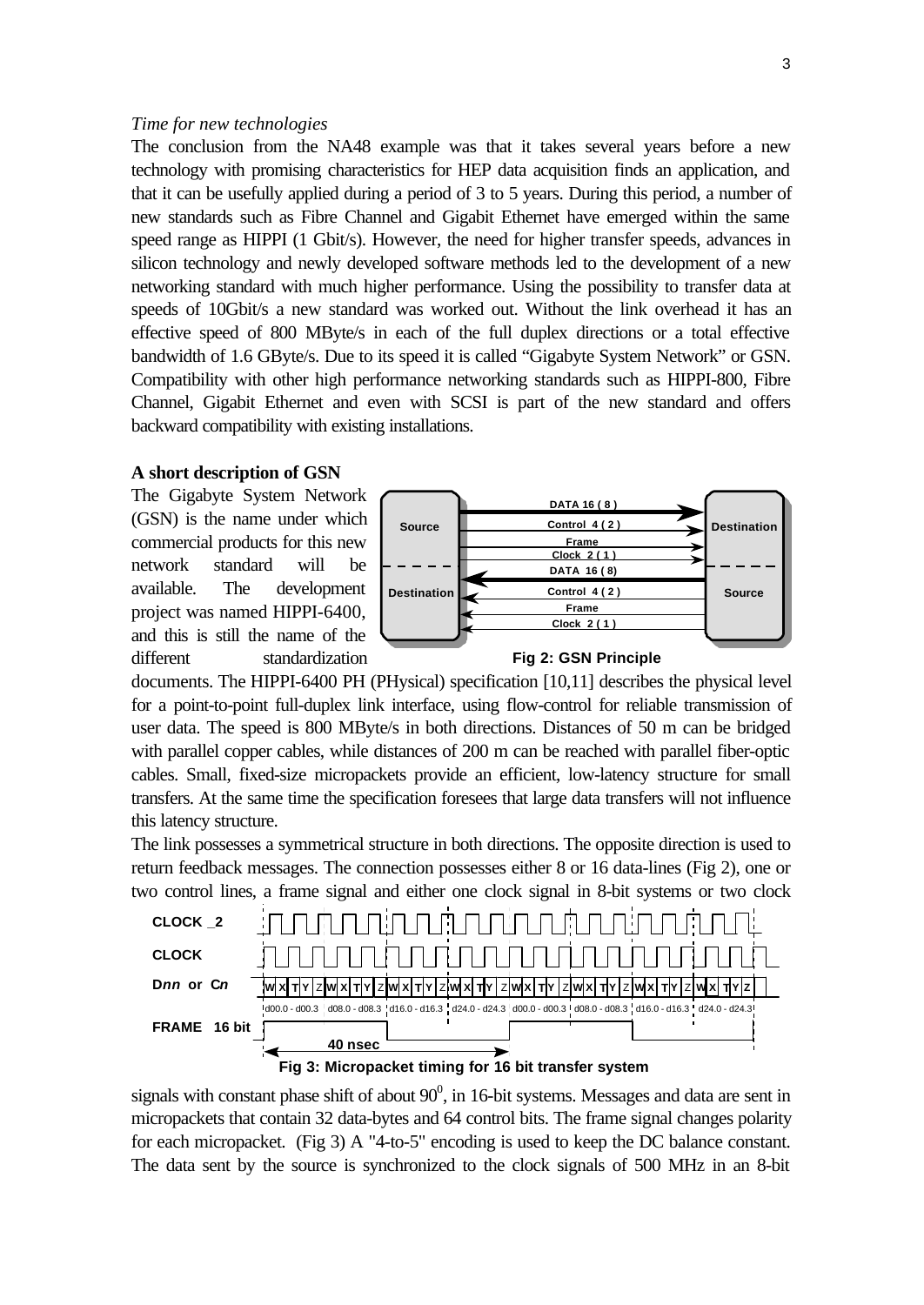*Time for new technologies*

The conclusion from the NA48 example was that it takes several years before a new technology with promising characteristics for HEP data acquisition finds an application, and that it can be usefully applied during a period of 3 to 5 years. During this period, a number of new standards such as Fibre Channel and Gigabit Ethernet have emerged within the same speed range as HIPPI (1 Gbit/s). However, the need for higher transfer speeds, advances in silicon technology and newly developed software methods led to the development of a new networking standard with much higher performance. Using the possibility to transfer data at speeds of 10Gbit/s a new standard was worked out. Without the link overhead it has an effective speed of 800 MByte/s in each of the full duplex directions or a total effective bandwidth of 1.6 GByte/s. Due to its speed it is called "Gigabyte System Network" or GSN. Compatibility with other high performance networking standards such as HIPPI-800, Fibre Channel, Gigabit Ethernet and even with SCSI is part of the new standard and offers backward compatibility with existing installations.

**A short description of GSN**

The Gigabyte System Network (GSN) is the name under which commercial products for this new network standard will be available. The development project was named HIPPI-6400, and this is still the name of the different standardization documents. The HIPPI-6400 PH (PHysical) specification [10,11] describes the physical level for a point-to-point full-duplex link interface, using flow-control for reliable transmission of user data. The speed is 800 MByte/s in both directions. Distances of 50 m can be bridged with parallel copper cables, while distances of 200 m can be reached with parallel fiber-optic cables. Small, fixed-size micropackets provide an efficient, low-latency structure for small transfers. At the same time the specification foresees that large data transfers will not influence this latency structure.

**Fig 2: GSN Principle**

The link possesses a symmetrical structure in both directions. The opposite direction is used to return feedback messages. The connection possesses either 8 or 16 data-lines (Fig 2), one or two control lines, a frame signal and either one clock signal in 8-bit systems or two clock signals with constant phase shift of about $90^0$, in 16-bit systems. Messages and data are sent in micropackets that contain 32 data-bytes and 64 control bits. The frame signal changes polarity for each micropacket. (Fig 3) A "4-to-5" encoding is used to keep the DC balance constant. The data sent by the source is synchronized to the clock signals of 500 MHz in an 8-bit

**Fig 3: Micropacket timing for 16 bit transfer system**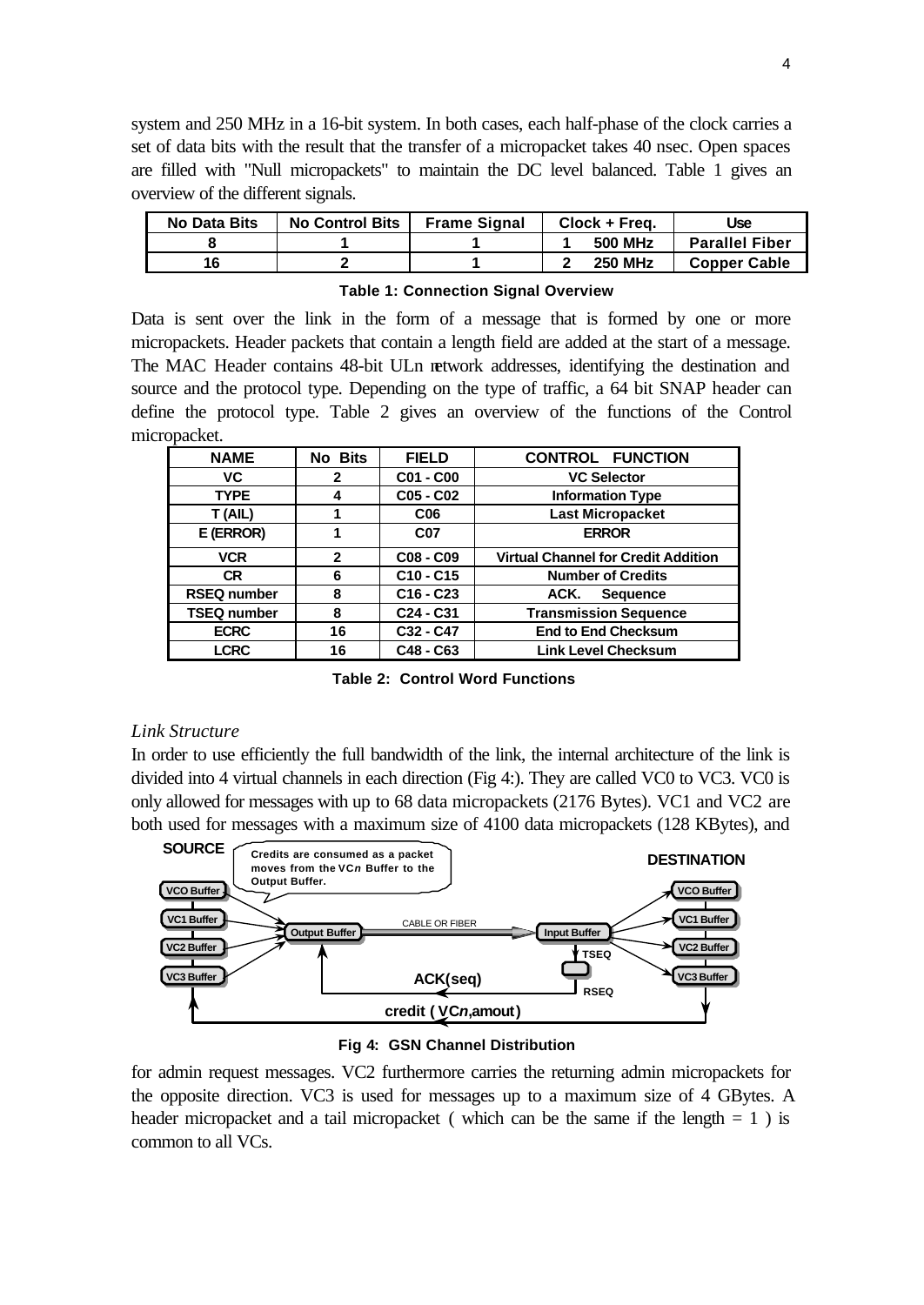system and 250 MHz in a 16-bit system. In both cases, each half-phase of the clock carries a set of data bits with the result that the transfer of a micropacket takes 40 nsec. Open spaces are filled with "Null micropackets" to maintain the DC level balanced. Table 1 gives an overview of the different signals.

| No Data Bits | No Control Bits | Frame Signal | Clock + Freq. | Use |
|---|---|---|---|---|
| 8 | 1 | 1 | 1 500 MHz | Parallel Fiber |
| 16 | 2 | 1 | 2 250 MHz | Copper Cable |

**Table 1: Connection Signal Overview**

Data is sent over the link in the form of a message that is formed by one or more micropackets. Header packets that contain a length field are added at the start of a message. The MAC Header contains 48-bit ULn network addresses, identifying the destination and source and the protocol type. Depending on the type of traffic, a 64 bit SNAP header can define the protocol type. Table 2 gives an overview of the functions of the Control micropacket.

| NAME | No Bits | FIELD | CONTROL FUNCTION |
|---|---|---|---|
| VC | 2 | C01 - C00 | VC Selector |
| TYPE | 4 | C05 - C02 | Information Type |
| T (AIL) | 1 | C06 | Last Micropacket |
| E (ERROR) | 1 | C07 | ERROR |
| VCR | 2 | C08 - C09 | Virtual Channel for Credit Addition |
| CR | 6 | C10 - C15 | Number of Credits |
| RSEQ number | 8 | C16 - C23 | ACK. Sequence |
| TSEQ number | 8 | C24 - C31 | Transmission Sequence |
| ECRC | 16 | C32 - C47 | End to End Checksum |
| LCRC | 16 | C48 - C63 | Link Level Checksum |

**Table 2: Control Word Functions**

*Link Structure*

In order to use efficiently the full bandwidth of the link, the internal architecture of the link is divided into 4 virtual channels in each direction (Fig 4:). They are called VC0 to VC3. VC0 is only allowed for messages with up to 68 data micropackets (2176 Bytes). VC1 and VC2 are both used for messages with a maximum size of 4100 data micropackets (128 KBytes), and

SOURCE — Credits are consumed as a packet moves from the VC*n* Buffer to the Output Buffer. — DESTINATION

VCO Buffer, VC1 Buffer, VC2 Buffer, VC3 Buffer → Output Buffer → CABLE OR FIBER → Input Buffer → VCO Buffer, VC1 Buffer, VC2 Buffer, VC3 Buffer

TSEQ, RSEQ, ACK(seq), credit ( VC*n*,amout)

**Fig 4: GSN Channel Distribution**

for admin request messages. VC2 furthermore carries the returning admin micropackets for the opposite direction. VC3 is used for messages up to a maximum size of 4 GBytes. A header micropacket and a tail micropacket ( which can be the same if the length = 1 ) is common to all VCs.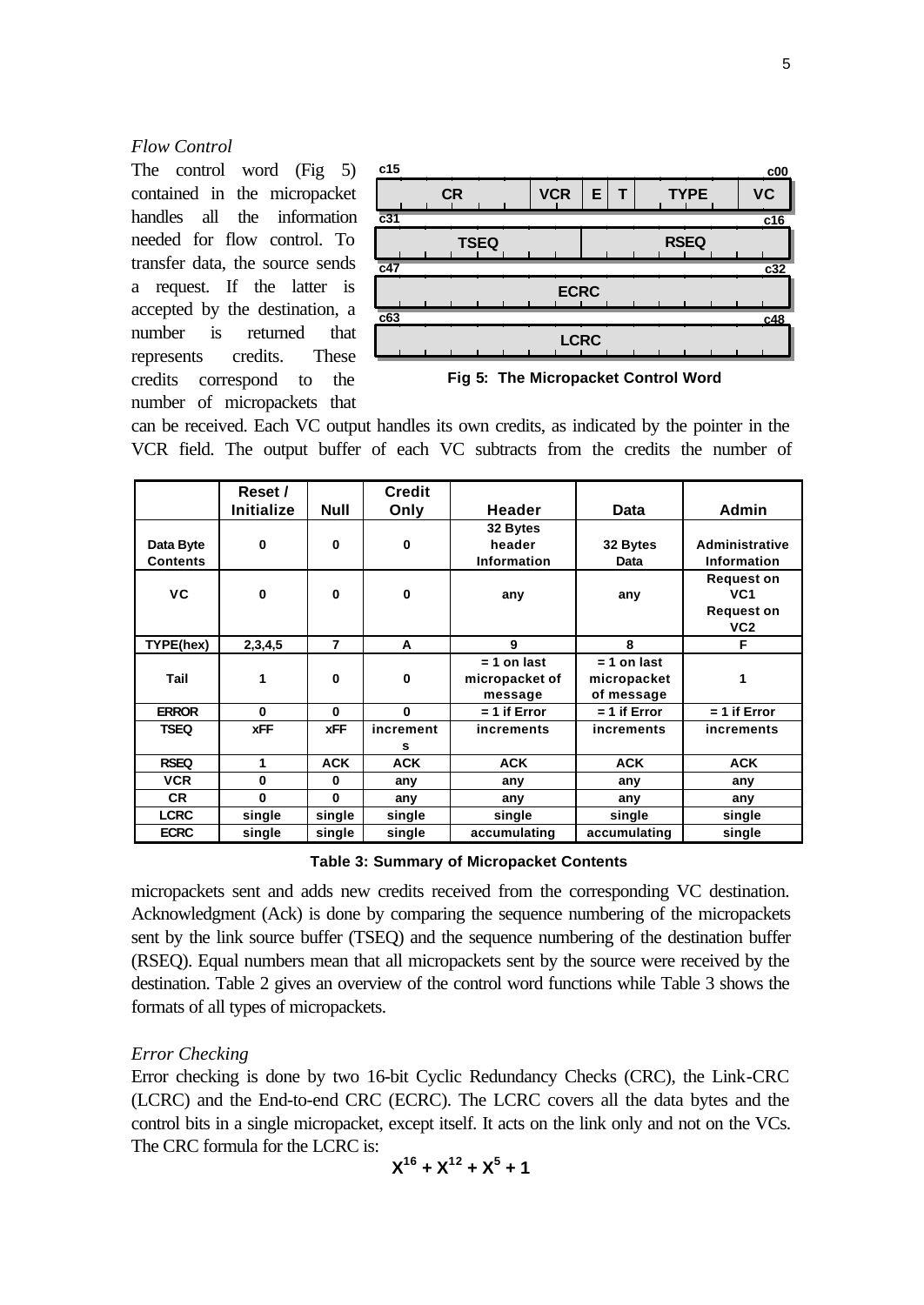*Flow Control*

The control word (Fig 5) contained in the micropacket handles all the information needed for flow control. To transfer data, the source sends a request. If the latter is accepted by the destination, a number is returned that represents credits. These credits correspond to the number of micropackets that can be received. Each VC output handles its own credits, as indicated by the pointer in the VCR field. The output buffer of each VC subtracts from the credits the number of micropackets sent and adds new credits received from the corresponding VC destination. Acknowledgment (Ack) is done by comparing the sequence numbering of the micropackets sent by the link source buffer (TSEQ) and the sequence numbering of the destination buffer (RSEQ). Equal numbers mean that all micropackets sent by the source were received by the destination. Table 2 gives an overview of the control word functions while Table 3 shows the formats of all types of micropackets.

| c15 | | | | | c00 |
|---|---|---|---|---|---|
| CR | VCR | E | T | TYPE | VC |

| c31 | c16 |
|---|---|
| TSEQ | RSEQ |

| c47 – c32 |
|---|
| ECRC |

| c63 – c48 |
|---|
| LCRC |

**Fig 5: The Micropacket Control Word**

| | Reset / Initialize | Null | Credit Only | Header | Data | Admin |
|---|---|---|---|---|---|---|
| Data Byte Contents | 0 | 0 | 0 | 32 Bytes header Information | 32 Bytes Data | Administrative Information |
| VC | 0 | 0 | 0 | any | any | Request on VC1 Request on VC2 |
| TYPE(hex) | 2,3,4,5 | 7 | A | 9 | 8 | F |
| Tail | 1 | 0 | 0 | = 1 on last micropacket of message | = 1 on last micropacket of message | 1 |
| ERROR | 0 | 0 | 0 | = 1 if Error | = 1 if Error | = 1 if Error |
| TSEQ | xFF | xFF | increments | increments | increments | increments |
| RSEQ | 1 | ACK | ACK | ACK | ACK | ACK |
| VCR | 0 | 0 | any | any | any | any |
| CR | 0 | 0 | any | any | any | any |
| LCRC | single | single | single | single | single | single |
| ECRC | single | single | single | accumulating | accumulating | single |

**Table 3: Summary of Micropacket Contents**

*Error Checking*

Error checking is done by two 16-bit Cyclic Redundancy Checks (CRC), the Link-CRC (LCRC) and the End-to-end CRC (ECRC). The LCRC covers all the data bytes and the control bits in a single micropacket, except itself. It acts on the link only and not on the VCs. The CRC formula for the LCRC is:

$$X^{16} + X^{12} + X^{5} + 1$$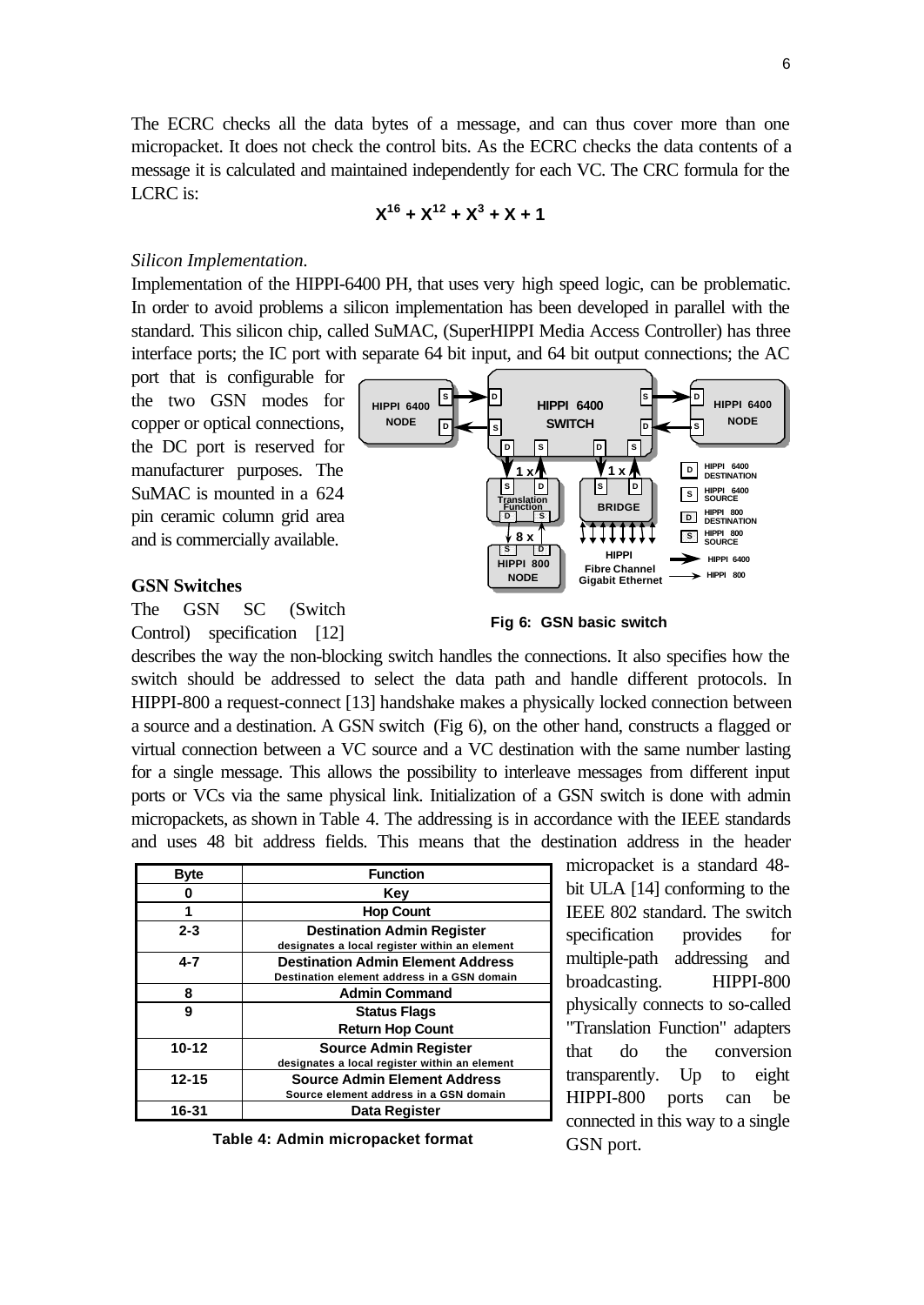The ECRC checks all the data bytes of a message, and can thus cover more than one micropacket. It does not check the control bits. As the ECRC checks the data contents of a message it is calculated and maintained independently for each VC. The CRC formula for the LCRC is:

$$X^{16} + X^{12} + X^{3} + X + 1$$

*Silicon Implementation.*

Implementation of the HIPPI-6400 PH, that uses very high speed logic, can be problematic. In order to avoid problems a silicon implementation has been developed in parallel with the standard. This silicon chip, called SuMAC, (SuperHIPPI Media Access Controller) has three interface ports; the IC port with separate 64 bit input, and 64 bit output connections; the AC port that is configurable for the two GSN modes for copper or optical connections, the DC port is reserved for manufacturer purposes. The SuMAC is mounted in a 624 pin ceramic column grid area and is commercially available.

### GSN Switches

The GSN SC (Switch Control) specification [12] describes the way the non-blocking switch handles the connections. It also specifies how the switch should be addressed to select the data path and handle different protocols. In HIPPI-800 a request-connect [13] handshake makes a physically locked connection between a source and a destination. A GSN switch (Fig 6), on the other hand, constructs a flagged or virtual connection between a VC source and a VC destination with the same number lasting for a single message. This allows the possibility to interleave messages from different input ports or VCs via the same physical link. Initialization of a GSN switch is done with admin micropackets, as shown in Table 4. The addressing is in accordance with the IEEE standards and uses 48 bit address fields. This means that the destination address in the header micropacket is a standard 48-bit ULA [14] conforming to the IEEE 802 standard. The switch specification provides for multiple-path addressing and broadcasting. HIPPI-800 physically connects to so-called "Translation Function" adapters that do the conversion transparently. Up to eight HIPPI-800 ports can be connected in this way to a single GSN port.

**Fig 6: GSN basic switch**

| Byte | Function |
|---|---|
| 0 | Key |
| 1 | Hop Count |
| 2-3 | Destination Admin Register<br>designates a local register within an element |
| 4-7 | Destination Admin Element Address<br>Destination element address in a GSN domain |
| 8 | Admin Command |
| 9 | Status Flags<br>Return Hop Count |
| 10-12 | Source Admin Register<br>designates a local register within an element |
| 12-15 | Source Admin Element Address<br>Source element address in a GSN domain |
| 16-31 | Data Register |

**Table 4: Admin micropacket format**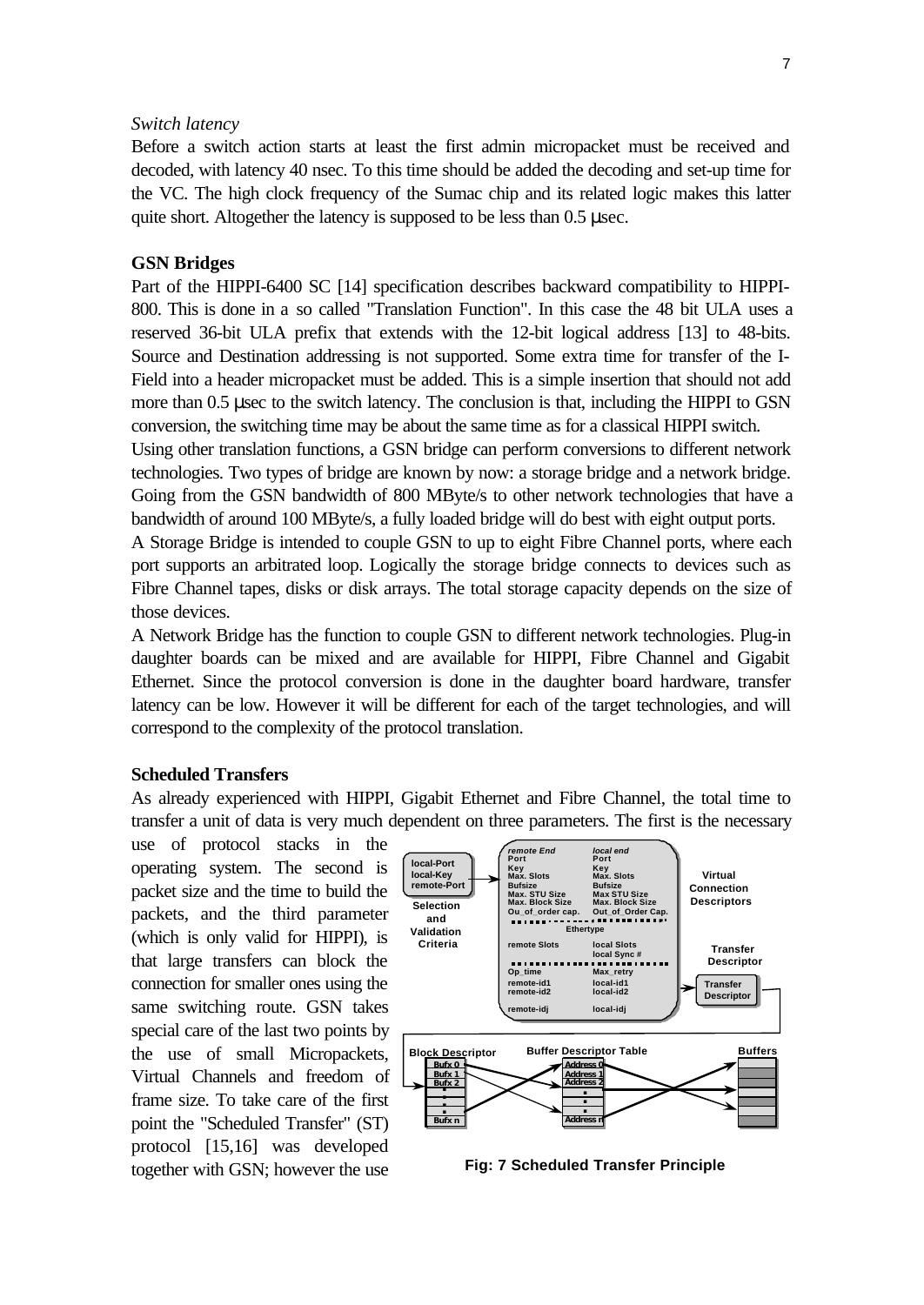*Switch latency*

Before a switch action starts at least the first admin micropacket must be received and decoded, with latency 40 nsec. To this time should be added the decoding and set-up time for the VC. The high clock frequency of the Sumac chip and its related logic makes this latter quite short. Altogether the latency is supposed to be less than 0.5 μsec.

**GSN Bridges**

Part of the HIPPI-6400 SC [14] specification describes backward compatibility to HIPPI-800. This is done in a so called "Translation Function". In this case the 48 bit ULA uses a reserved 36-bit ULA prefix that extends with the 12-bit logical address [13] to 48-bits. Source and Destination addressing is not supported. Some extra time for transfer of the I-Field into a header micropacket must be added. This is a simple insertion that should not add more than 0.5 μsec to the switch latency. The conclusion is that, including the HIPPI to GSN conversion, the switching time may be about the same time as for a classical HIPPI switch.

Using other translation functions, a GSN bridge can perform conversions to different network technologies. Two types of bridge are known by now: a storage bridge and a network bridge. Going from the GSN bandwidth of 800 MByte/s to other network technologies that have a bandwidth of around 100 MByte/s, a fully loaded bridge will do best with eight output ports.

A Storage Bridge is intended to couple GSN to up to eight Fibre Channel ports, where each port supports an arbitrated loop. Logically the storage bridge connects to devices such as Fibre Channel tapes, disks or disk arrays. The total storage capacity depends on the size of those devices.

A Network Bridge has the function to couple GSN to different network technologies. Plug-in daughter boards can be mixed and are available for HIPPI, Fibre Channel and Gigabit Ethernet. Since the protocol conversion is done in the daughter board hardware, transfer latency can be low. However it will be different for each of the target technologies, and will correspond to the complexity of the protocol translation.

**Scheduled Transfers**

As already experienced with HIPPI, Gigabit Ethernet and Fibre Channel, the total time to transfer a unit of data is very much dependent on three parameters. The first is the necessary use of protocol stacks in the operating system. The second is packet size and the time to build the packets, and the third parameter (which is only valid for HIPPI), is that large transfers can block the connection for smaller ones using the same switching route. GSN takes special care of the last two points by the use of small Micropackets, Virtual Channels and freedom of frame size. To take care of the first point the "Scheduled Transfer" (ST) protocol [15,16] was developed together with GSN; however the use

Fig: 7 Scheduled Transfer Principle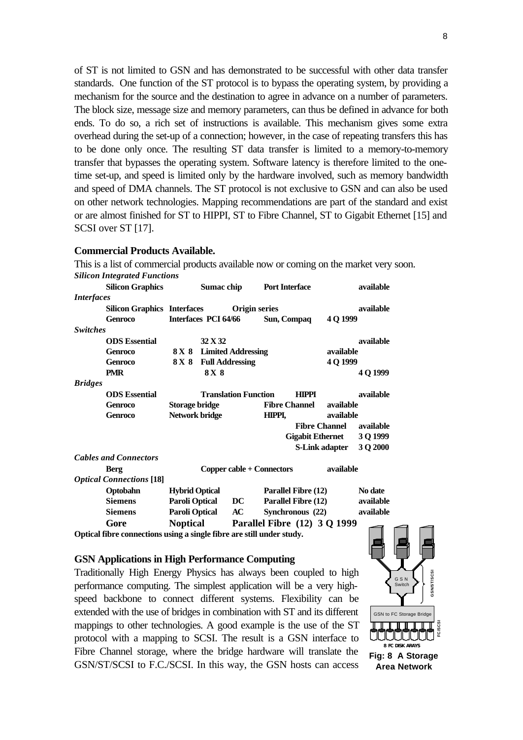of ST is not limited to GSN and has demonstrated to be successful with other data transfer standards. One function of the ST protocol is to bypass the operating system, by providing a mechanism for the source and the destination to agree in advance on a number of parameters. The block size, message size and memory parameters, can thus be defined in advance for both ends. To do so, a rich set of instructions is available. This mechanism gives some extra overhead during the set-up of a connection; however, in the case of repeating transfers this has to be done only once. The resulting ST data transfer is limited to a memory-to-memory transfer that bypasses the operating system. Software latency is therefore limited to the one-time set-up, and speed is limited only by the hardware involved, such as memory bandwidth and speed of DMA channels. The ST protocol is not exclusive to GSN and can also be used on other network technologies. Mapping recommendations are part of the standard and exist or are almost finished for ST to HIPPI, ST to Fibre Channel, ST to Gigabit Ethernet [15] and SCSI over ST [17].

### Commercial Products Available.

This is a list of commercial products available now or coming on the market very soon.

| | | | | |
|---|---|---|---|---|
| ***Silicon Integrated Functions*** | | | | |
| **Silicon Graphics** | **Sumac chip** | **Port Interface** | | **available** |
| ***Interfaces*** | | | | |
| **Silicon Graphics** | **Interfaces** | **Origin series** | | **available** |
| **Genroco** | **Interfaces PCI 64/66** | **Sun, Compaq** | **4 Q 1999** | |
| ***Switches*** | | | | |
| **ODS Essential** | **32 X 32** | | | **available** |
| **Genroco** | **8 X 8 Limited Addressing** | | **available** | |
| **Genroco** | **8 X 8 Full Addressing** | | **4 Q 1999** | |
| **PMR** | **8 X 8** | | | **4 Q 1999** |
| ***Bridges*** | | | | |
| **ODS Essential** | **Translation Function** | **HIPPI** | | **available** |
| **Genroco** | **Storage bridge** | **Fibre Channel** | **available** | |
| **Genroco** | **Network bridge** | **HIPPI,** | **available** | |
| | | **Fibre Channel** | | **available** |
| | | **Gigabit Ethernet** | | **3 Q 1999** |
| | | **S-Link adapter** | | **3 Q 2000** |
| ***Cables and Connectors*** | | | | |
| **Berg** | **Copper cable + Connectors** | | **available** | |
| ***Optical Connections* [18]** | | | | |
| **Optobahn** | **Hybrid Optical** | **Parallel Fibre (12)** | | **No date** |
| **Siemens** | **Paroli Optical DC** | **Parallel Fibre (12)** | | **available** |
| **Siemens** | **Paroli Optical AC** | **Synchronous (22)** | | **available** |
| **Gore** | **Noptical** | **Parallel Fibre (12)** | **3 Q 1999** | |

**Optical fibre connections using a single fibre are still under study.**

### GSN Applications in High Performance Computing

Traditionally High Energy Physics has always been coupled to high performance computing. The simplest application will be a very high-speed backbone to connect different systems. Flexibility can be extended with the use of bridges in combination with ST and its different mappings to other technologies. A good example is the use of the ST protocol with a mapping to SCSI. The result is a GSN interface to Fibre Channel storage, where the bridge hardware will translate the GSN/ST/SCSI to F.C./SCSI. In this way, the GSN hosts can access

**Fig: 8 A Storage Area Network**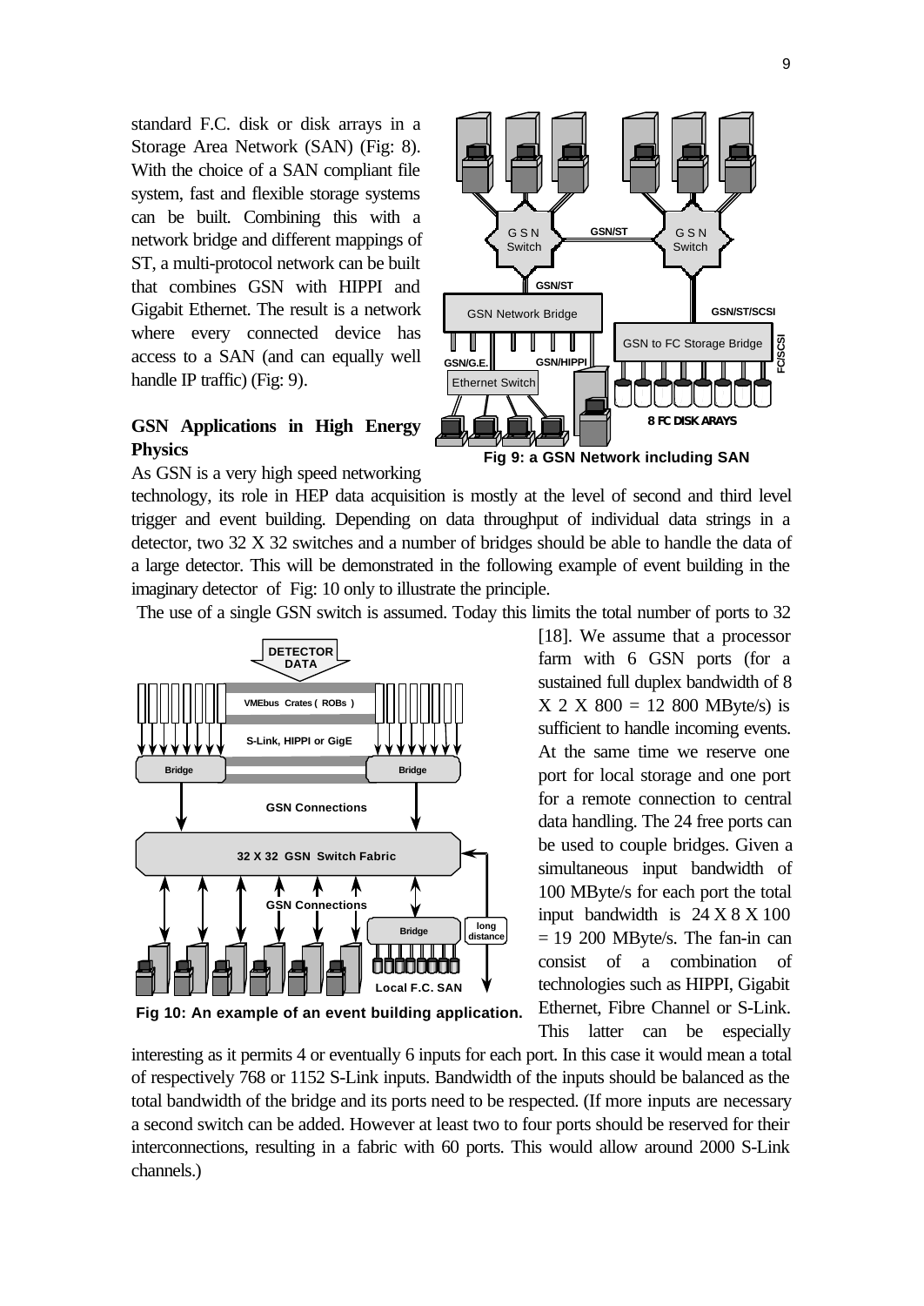standard F.C. disk or disk arrays in a Storage Area Network (SAN) (Fig: 8). With the choice of a SAN compliant file system, fast and flexible storage systems can be built. Combining this with a network bridge and different mappings of ST, a multi-protocol network can be built that combines GSN with HIPPI and Gigabit Ethernet. The result is a network where every connected device has access to a SAN (and can equally well handle IP traffic) (Fig: 9).

Fig 9: a GSN Network including SAN

## GSN Applications in High Energy Physics

As GSN is a very high speed networking technology, its role in HEP data acquisition is mostly at the level of second and third level trigger and event building. Depending on data throughput of individual data strings in a detector, two 32 X 32 switches and a number of bridges should be able to handle the data of a large detector. This will be demonstrated in the following example of event building in the imaginary detector of Fig: 10 only to illustrate the principle.

The use of a single GSN switch is assumed. Today this limits the total number of ports to 32 [18]. We assume that a processor farm with 6 GSN ports (for a sustained full duplex bandwidth of 8 X 2 X 800 = 12 800 MByte/s) is sufficient to handle incoming events. At the same time we reserve one port for local storage and one port for a remote connection to central data handling. The 24 free ports can be used to couple bridges. Given a simultaneous input bandwidth of 100 MByte/s for each port the total input bandwidth is 24 X 8 X 100 = 19 200 MByte/s. The fan-in can consist of a combination of technologies such as HIPPI, Gigabit Ethernet, Fibre Channel or S-Link. This latter can be especially interesting as it permits 4 or eventually 6 inputs for each port. In this case it would mean a total of respectively 768 or 1152 S-Link inputs. Bandwidth of the inputs should be balanced as the total bandwidth of the bridge and its ports need to be respected. (If more inputs are necessary a second switch can be added. However at least two to four ports should be reserved for their interconnections, resulting in a fabric with 60 ports. This would allow around 2000 S-Link channels.)

Fig 10: An example of an event building application.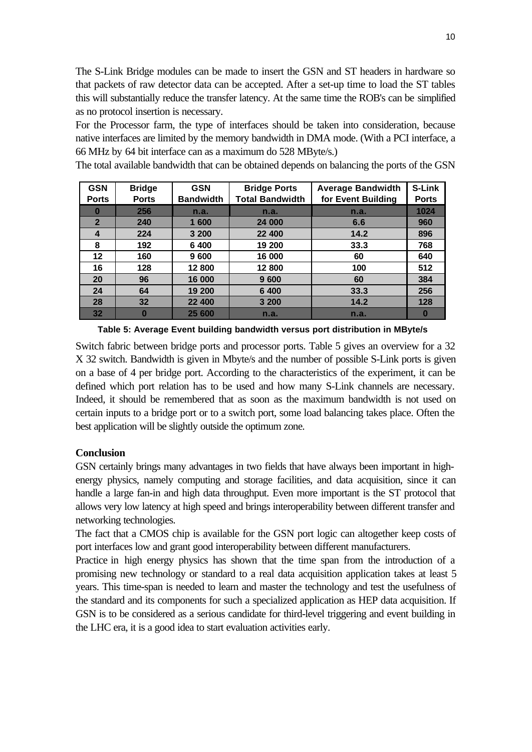The S-Link Bridge modules can be made to insert the GSN and ST headers in hardware so that packets of raw detector data can be accepted. After a set-up time to load the ST tables this will substantially reduce the transfer latency. At the same time the ROB's can be simplified as no protocol insertion is necessary.

For the Processor farm, the type of interfaces should be taken into consideration, because native interfaces are limited by the memory bandwidth in DMA mode. (With a PCI interface, a 66 MHz by 64 bit interface can as a maximum do 528 MByte/s.)

The total available bandwidth that can be obtained depends on balancing the ports of the GSN Switch fabric between bridge ports and processor ports. Table 5 gives an overview for a 32 X 32 switch. Bandwidth is given in Mbyte/s and the number of possible S-Link ports is given on a base of 4 per bridge port. According to the characteristics of the experiment, it can be defined which port relation has to be used and how many S-Link channels are necessary. Indeed, it should be remembered that as soon as the maximum bandwidth is not used on certain inputs to a bridge port or to a switch port, some load balancing takes place. Often the best application will be slightly outside the optimum zone.

| GSN Ports | Bridge Ports | GSN Bandwidth | Bridge Ports Total Bandwidth | Average Bandwidth for Event Building | S-Link Ports |
|---|---|---|---|---|---|
| 0 | 256 | n.a. | n.a. | n.a. | 1024 |
| 2 | 240 | 1 600 | 24 000 | 6.6 | 960 |
| 4 | 224 | 3 200 | 22 400 | 14.2 | 896 |
| 8 | 192 | 6 400 | 19 200 | 33.3 | 768 |
| 12 | 160 | 9 600 | 16 000 | 60 | 640 |
| 16 | 128 | 12 800 | 12 800 | 100 | 512 |
| 20 | 96 | 16 000 | 9 600 | 60 | 384 |
| 24 | 64 | 19 200 | 6 400 | 33.3 | 256 |
| 28 | 32 | 22 400 | 3 200 | 14.2 | 128 |
| 32 | 0 | 25 600 | n.a. | n.a. | 0 |

**Table 5: Average Event building bandwidth versus port distribution in MByte/s**

**Conclusion**

GSN certainly brings many advantages in two fields that have always been important in high-energy physics, namely computing and storage facilities, and data acquisition, since it can handle a large fan-in and high data throughput. Even more important is the ST protocol that allows very low latency at high speed and brings interoperability between different transfer and networking technologies.

The fact that a CMOS chip is available for the GSN port logic can altogether keep costs of port interfaces low and grant good interoperability between different manufacturers.

Practice in high energy physics has shown that the time span from the introduction of a promising new technology or standard to a real data acquisition application takes at least 5 years. This time-span is needed to learn and master the technology and test the usefulness of the standard and its components for such a specialized application as HEP data acquisition. If GSN is to be considered as a serious candidate for third-level triggering and event building in the LHC era, it is a good idea to start evaluation activities early.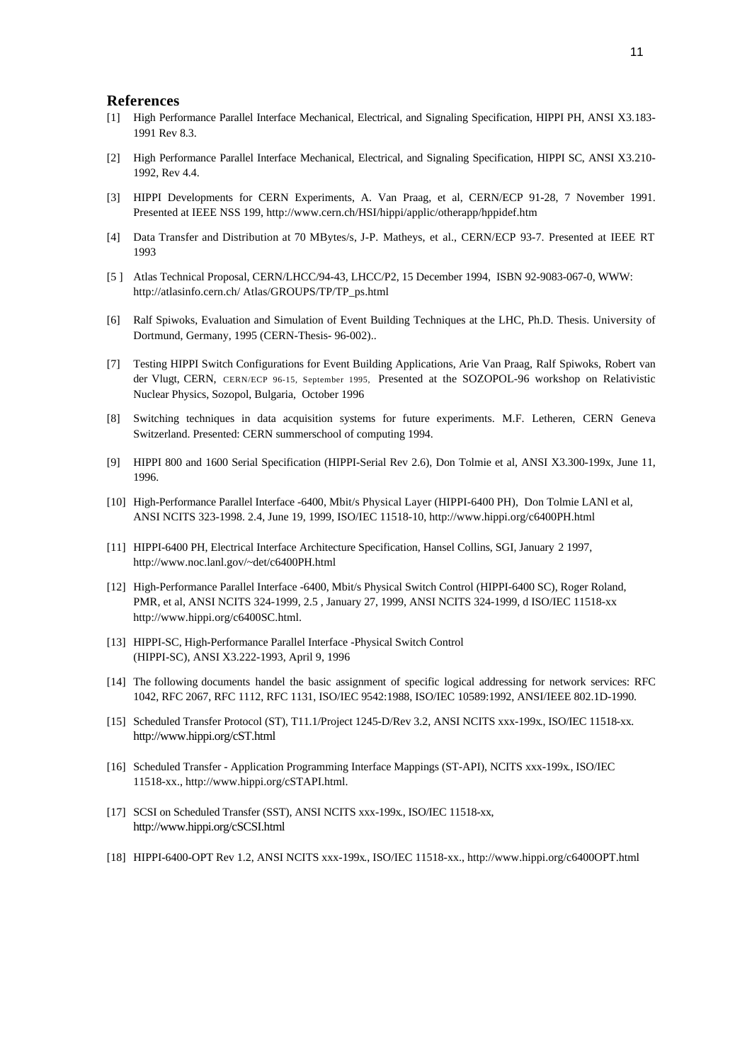## References

[1] High Performance Parallel Interface Mechanical, Electrical, and Signaling Specification, HIPPI PH, ANSI X3.183-1991 Rev 8.3.

[2] High Performance Parallel Interface Mechanical, Electrical, and Signaling Specification, HIPPI SC, ANSI X3.210-1992, Rev 4.4.

[3] HIPPI Developments for CERN Experiments, A. Van Praag, et al, CERN/ECP 91-28, 7 November 1991. Presented at IEEE NSS 199, http://www.cern.ch/HSI/hippi/applic/otherapp/hppidef.htm

[4] Data Transfer and Distribution at 70 MBytes/s, J-P. Matheys, et al., CERN/ECP 93-7. Presented at IEEE RT 1993

[5 ] Atlas Technical Proposal, CERN/LHCC/94-43, LHCC/P2, 15 December 1994, ISBN 92-9083-067-0, WWW: http://atlasinfo.cern.ch/ Atlas/GROUPS/TP/TP_ps.html

[6] Ralf Spiwoks, Evaluation and Simulation of Event Building Techniques at the LHC, Ph.D. Thesis. University of Dortmund, Germany, 1995 (CERN-Thesis- 96-002)..

[7] Testing HIPPI Switch Configurations for Event Building Applications, Arie Van Praag, Ralf Spiwoks, Robert van der Vlugt, CERN, CERN/ECP 96-15, September 1995, Presented at the SOZOPOL-96 workshop on Relativistic Nuclear Physics, Sozopol, Bulgaria, October 1996

[8] Switching techniques in data acquisition systems for future experiments. M.F. Letheren, CERN Geneva Switzerland. Presented: CERN summerschool of computing 1994.

[9] HIPPI 800 and 1600 Serial Specification (HIPPI-Serial Rev 2.6), Don Tolmie et al, ANSI X3.300-199x, June 11, 1996.

[10] High-Performance Parallel Interface -6400, Mbit/s Physical Layer (HIPPI-6400 PH), Don Tolmie LANl et al, ANSI NCITS 323-1998. 2.4, June 19, 1999, ISO/IEC 11518-10, http://www.hippi.org/c6400PH.html

[11] HIPPI-6400 PH, Electrical Interface Architecture Specification, Hansel Collins, SGI, January 2 1997, http://www.noc.lanl.gov/~det/c6400PH.html

[12] High-Performance Parallel Interface -6400, Mbit/s Physical Switch Control (HIPPI-6400 SC), Roger Roland, PMR, et al, ANSI NCITS 324-1999, 2.5 , January 27, 1999, ANSI NCITS 324-1999, d ISO/IEC 11518-xx http://www.hippi.org/c6400SC.html.

[13] HIPPI-SC, High-Performance Parallel Interface -Physical Switch Control (HIPPI-SC), ANSI X3.222-1993, April 9, 1996

[14] The following documents handel the basic assignment of specific logical addressing for network services: RFC 1042, RFC 2067, RFC 1112, RFC 1131, ISO/IEC 9542:1988, ISO/IEC 10589:1992, ANSI/IEEE 802.1D-1990.

[15] Scheduled Transfer Protocol (ST), T11.1/Project 1245-D/Rev 3.2, ANSI NCITS xxx-199x., ISO/IEC 11518-xx. http://www.hippi.org/cST.html

[16] Scheduled Transfer - Application Programming Interface Mappings (ST-API), NCITS xxx-199x., ISO/IEC 11518-xx., http://www.hippi.org/cSTAPI.html.

[17] SCSI on Scheduled Transfer (SST), ANSI NCITS xxx-199x., ISO/IEC 11518-xx, http://www.hippi.org/cSCSI.html

[18] HIPPI-6400-OPT Rev 1.2, ANSI NCITS xxx-199x., ISO/IEC 11518-xx., http://www.hippi.org/c6400OPT.html